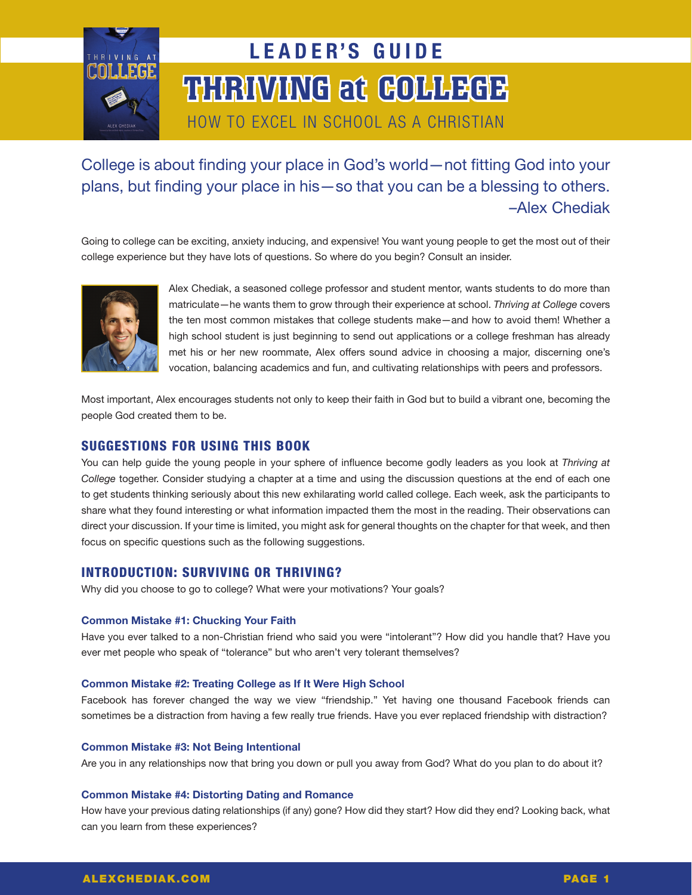# LEADER'S GUIDE

# THRIVING at COLLEGE

## HOW TO EXCEL IN SCHOOL AS A CHRISTIAN

College is about finding your place in God's world—not fitting God into your plans, but finding your place in his—so that you can be a blessing to others.
–Alex Chediak

Going to college can be exciting, anxiety inducing, and expensive! You want young people to get the most out of their college experience but they have lots of questions. So where do you begin? Consult an insider.

Alex Chediak, a seasoned college professor and student mentor, wants students to do more than matriculate—he wants them to grow through their experience at school. *Thriving at College* covers the ten most common mistakes that college students make—and how to avoid them! Whether a high school student is just beginning to send out applications or a college freshman has already met his or her new roommate, Alex offers sound advice in choosing a major, discerning one's vocation, balancing academics and fun, and cultivating relationships with peers and professors.

Most important, Alex encourages students not only to keep their faith in God but to build a vibrant one, becoming the people God created them to be.

## SUGGESTIONS FOR USING THIS BOOK

You can help guide the young people in your sphere of influence become godly leaders as you look at *Thriving at College* together. Consider studying a chapter at a time and using the discussion questions at the end of each one to get students thinking seriously about this new exhilarating world called college. Each week, ask the participants to share what they found interesting or what information impacted them the most in the reading. Their observations can direct your discussion. If your time is limited, you might ask for general thoughts on the chapter for that week, and then focus on specific questions such as the following suggestions.

## INTRODUCTION: SURVIVING OR THRIVING?

Why did you choose to go to college? What were your motivations? Your goals?

### Common Mistake #1: Chucking Your Faith

Have you ever talked to a non-Christian friend who said you were "intolerant"? How did you handle that? Have you ever met people who speak of "tolerance" but who aren't very tolerant themselves?

### Common Mistake #2: Treating College as If It Were High School

Facebook has forever changed the way we view "friendship." Yet having one thousand Facebook friends can sometimes be a distraction from having a few really true friends. Have you ever replaced friendship with distraction?

### Common Mistake #3: Not Being Intentional

Are you in any relationships now that bring you down or pull you away from God? What do you plan to do about it?

### Common Mistake #4: Distorting Dating and Romance

How have your previous dating relationships (if any) gone? How did they start? How did they end? Looking back, what can you learn from these experiences?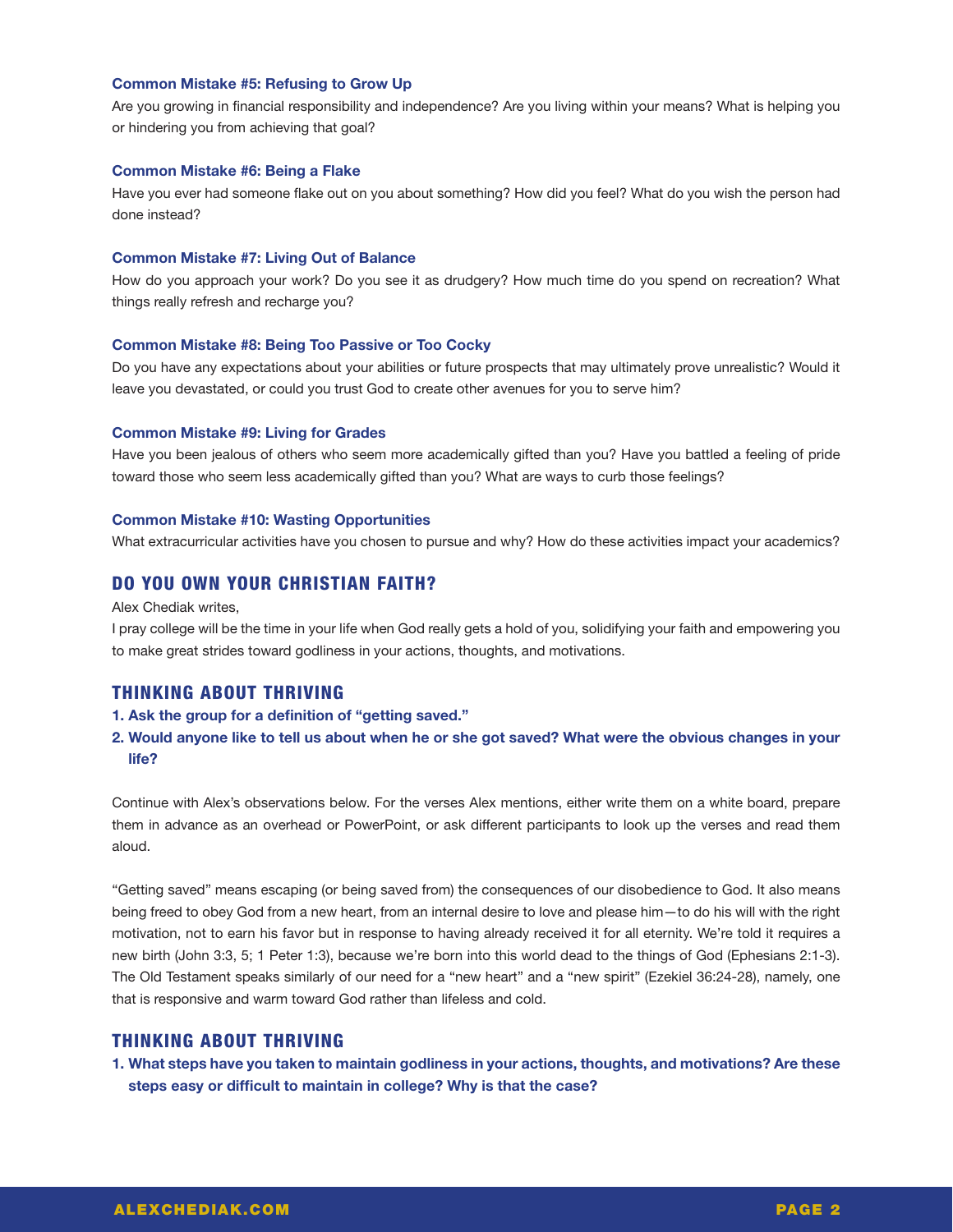**Common Mistake #5: Refusing to Grow Up**

Are you growing in financial responsibility and independence? Are you living within your means? What is helping you or hindering you from achieving that goal?

**Common Mistake #6: Being a Flake**

Have you ever had someone flake out on you about something? How did you feel? What do you wish the person had done instead?

**Common Mistake #7: Living Out of Balance**

How do you approach your work? Do you see it as drudgery? How much time do you spend on recreation? What things really refresh and recharge you?

**Common Mistake #8: Being Too Passive or Too Cocky**

Do you have any expectations about your abilities or future prospects that may ultimately prove unrealistic? Would it leave you devastated, or could you trust God to create other avenues for you to serve him?

**Common Mistake #9: Living for Grades**

Have you been jealous of others who seem more academically gifted than you? Have you battled a feeling of pride toward those who seem less academically gifted than you? What are ways to curb those feelings?

**Common Mistake #10: Wasting Opportunities**

What extracurricular activities have you chosen to pursue and why? How do these activities impact your academics?

## DO YOU OWN YOUR CHRISTIAN FAITH?

Alex Chediak writes,

I pray college will be the time in your life when God really gets a hold of you, solidifying your faith and empowering you to make great strides toward godliness in your actions, thoughts, and motivations.

## THINKING ABOUT THRIVING

1. **Ask the group for a definition of "getting saved."**
2. **Would anyone like to tell us about when he or she got saved? What were the obvious changes in your life?**

Continue with Alex's observations below. For the verses Alex mentions, either write them on a white board, prepare them in advance as an overhead or PowerPoint, or ask different participants to look up the verses and read them aloud.

"Getting saved" means escaping (or being saved from) the consequences of our disobedience to God. It also means being freed to obey God from a new heart, from an internal desire to love and please him—to do his will with the right motivation, not to earn his favor but in response to having already received it for all eternity. We're told it requires a new birth (John 3:3, 5; 1 Peter 1:3), because we're born into this world dead to the things of God (Ephesians 2:1-3). The Old Testament speaks similarly of our need for a "new heart" and a "new spirit" (Ezekiel 36:24-28), namely, one that is responsive and warm toward God rather than lifeless and cold.

## THINKING ABOUT THRIVING

1. **What steps have you taken to maintain godliness in your actions, thoughts, and motivations? Are these steps easy or difficult to maintain in college? Why is that the case?**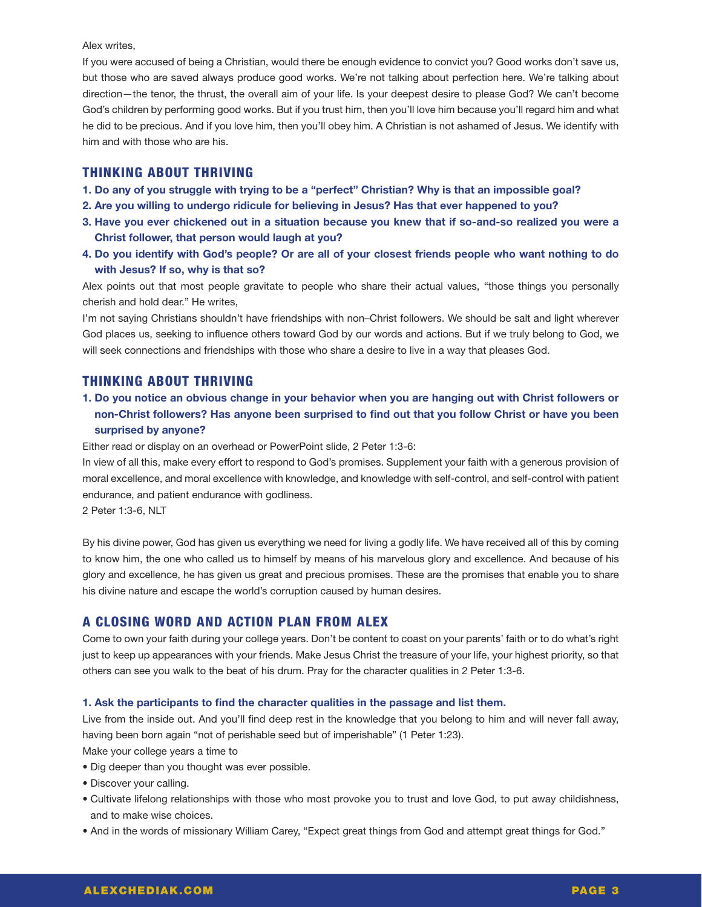Alex writes,

If you were accused of being a Christian, would there be enough evidence to convict you? Good works don't save us, but those who are saved always produce good works. We're not talking about perfection here. We're talking about direction—the tenor, the thrust, the overall aim of your life. Is your deepest desire to please God? We can't become God's children by performing good works. But if you trust him, then you'll love him because you'll regard him and what he did to be precious. And if you love him, then you'll obey him. A Christian is not ashamed of Jesus. We identify with him and with those who are his.

## THINKING ABOUT THRIVING

**1. Do any of you struggle with trying to be a "perfect" Christian? Why is that an impossible goal?**

**2. Are you willing to undergo ridicule for believing in Jesus? Has that ever happened to you?**

**3. Have you ever chickened out in a situation because you knew that if so-and-so realized you were a Christ follower, that person would laugh at you?**

**4. Do you identify with God's people? Or are all of your closest friends people who want nothing to do with Jesus? If so, why is that so?**

Alex points out that most people gravitate to people who share their actual values, "those things you personally cherish and hold dear." He writes,

I'm not saying Christians shouldn't have friendships with non–Christ followers. We should be salt and light wherever God places us, seeking to influence others toward God by our words and actions. But if we truly belong to God, we will seek connections and friendships with those who share a desire to live in a way that pleases God.

## THINKING ABOUT THRIVING

**1. Do you notice an obvious change in your behavior when you are hanging out with Christ followers or non-Christ followers? Has anyone been surprised to find out that you follow Christ or have you been surprised by anyone?**

Either read or display on an overhead or PowerPoint slide, 2 Peter 1:3-6:

In view of all this, make every effort to respond to God's promises. Supplement your faith with a generous provision of moral excellence, and moral excellence with knowledge, and knowledge with self-control, and self-control with patient endurance, and patient endurance with godliness.

2 Peter 1:3-6, NLT

By his divine power, God has given us everything we need for living a godly life. We have received all of this by coming to know him, the one who called us to himself by means of his marvelous glory and excellence. And because of his glory and excellence, he has given us great and precious promises. These are the promises that enable you to share his divine nature and escape the world's corruption caused by human desires.

## A CLOSING WORD AND ACTION PLAN FROM ALEX

Come to own your faith during your college years. Don't be content to coast on your parents' faith or to do what's right just to keep up appearances with your friends. Make Jesus Christ the treasure of your life, your highest priority, so that others can see you walk to the beat of his drum. Pray for the character qualities in 2 Peter 1:3-6.

**1. Ask the participants to find the character qualities in the passage and list them.**

Live from the inside out. And you'll find deep rest in the knowledge that you belong to him and will never fall away, having been born again "not of perishable seed but of imperishable" (1 Peter 1:23).

Make your college years a time to

- Dig deeper than you thought was ever possible.
- Discover your calling.
- Cultivate lifelong relationships with those who most provoke you to trust and love God, to put away childishness, and to make wise choices.
- And in the words of missionary William Carey, "Expect great things from God and attempt great things for God."